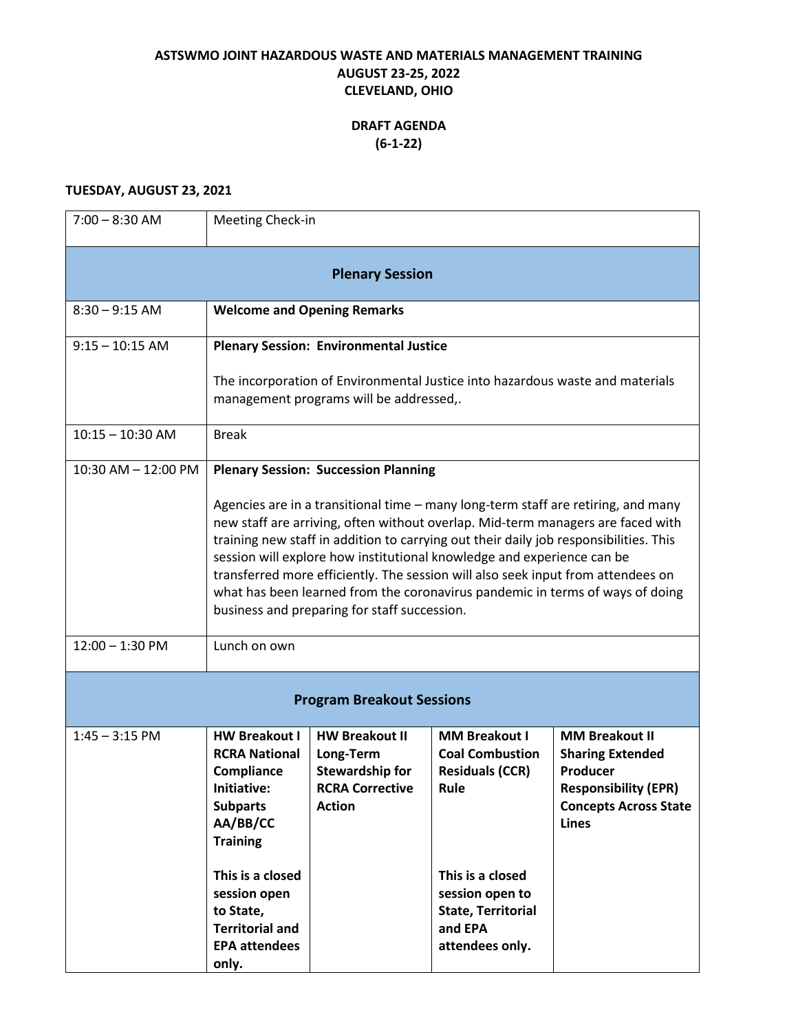**ASTSWMO JOINT HAZARDOUS WASTE AND MATERIALS MANAGEMENT TRAINING**
**AUGUST 23-25, 2022**
**CLEVELAND, OHIO**

**DRAFT AGENDA**
**(6-1-22)**

**TUESDAY, AUGUST 23, 2021**

| | | | | |
|---|---|---|---|---|
| 7:00 – 8:30 AM | Meeting Check-in | | | |
| **Plenary Session** | | | | |
| 8:30 – 9:15 AM | **Welcome and Opening Remarks** | | | |
| 9:15 – 10:15 AM | **Plenary Session: Environmental Justice**<br><br>The incorporation of Environmental Justice into hazardous waste and materials management programs will be addressed,. | | | |
| 10:15 – 10:30 AM | Break | | | |
| 10:30 AM – 12:00 PM | **Plenary Session: Succession Planning**<br><br>Agencies are in a transitional time – many long-term staff are retiring, and many new staff are arriving, often without overlap. Mid-term managers are faced with training new staff in addition to carrying out their daily job responsibilities. This session will explore how institutional knowledge and experience can be transferred more efficiently. The session will also seek input from attendees on what has been learned from the coronavirus pandemic in terms of ways of doing business and preparing for staff succession. | | | |
| 12:00 – 1:30 PM | Lunch on own | | | |
| **Program Breakout Sessions** | | | | |
| 1:45 – 3:15 PM | **HW Breakout I RCRA National Compliance Initiative: Subparts AA/BB/CC Training**<br><br>**This is a closed session open to State, Territorial and EPA attendees only.** | **HW Breakout II Long-Term Stewardship for RCRA Corrective Action** | **MM Breakout I Coal Combustion Residuals (CCR) Rule**<br><br>**This is a closed session open to State, Territorial and EPA attendees only.** | **MM Breakout II Sharing Extended Producer Responsibility (EPR) Concepts Across State Lines** |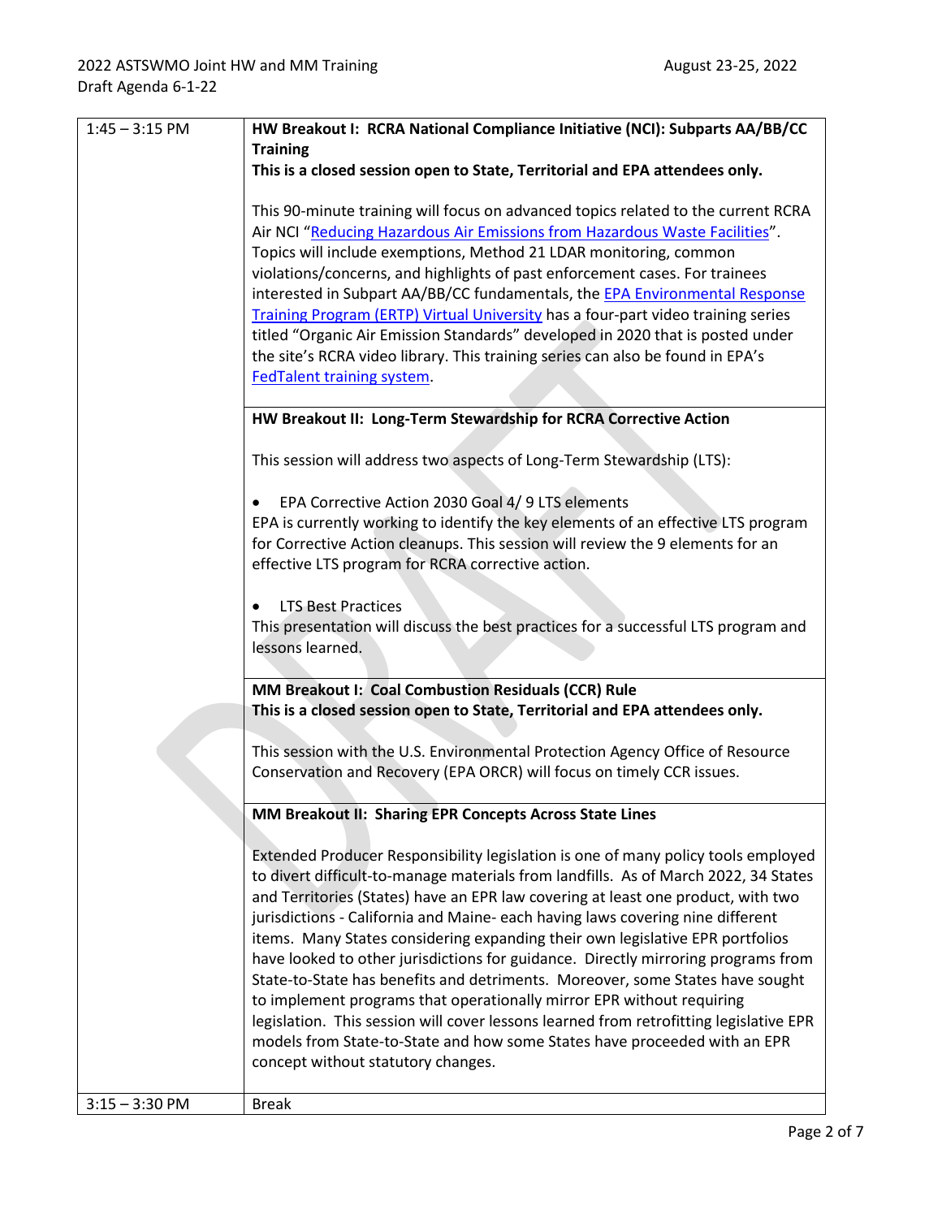| | |
|---|---|
| 1:45 – 3:15 PM | **HW Breakout I: RCRA National Compliance Initiative (NCI): Subparts AA/BB/CC Training**<br>**This is a closed session open to State, Territorial and EPA attendees only.**<br><br>This 90-minute training will focus on advanced topics related to the current RCRA Air NCI "Reducing Hazardous Air Emissions from Hazardous Waste Facilities". Topics will include exemptions, Method 21 LDAR monitoring, common violations/concerns, and highlights of past enforcement cases. For trainees interested in Subpart AA/BB/CC fundamentals, the EPA Environmental Response Training Program (ERTP) Virtual University has a four-part video training series titled "Organic Air Emission Standards" developed in 2020 that is posted under the site's RCRA video library. This training series can also be found in EPA's FedTalent training system. |
| | **HW Breakout II: Long-Term Stewardship for RCRA Corrective Action**<br><br>This session will address two aspects of Long-Term Stewardship (LTS):<br><br>• EPA Corrective Action 2030 Goal 4/ 9 LTS elements<br>EPA is currently working to identify the key elements of an effective LTS program for Corrective Action cleanups. This session will review the 9 elements for an effective LTS program for RCRA corrective action.<br><br>• LTS Best Practices<br>This presentation will discuss the best practices for a successful LTS program and lessons learned. |
| | **MM Breakout I: Coal Combustion Residuals (CCR) Rule**<br>**This is a closed session open to State, Territorial and EPA attendees only.**<br><br>This session with the U.S. Environmental Protection Agency Office of Resource Conservation and Recovery (EPA ORCR) will focus on timely CCR issues. |
| | **MM Breakout II: Sharing EPR Concepts Across State Lines**<br><br>Extended Producer Responsibility legislation is one of many policy tools employed to divert difficult-to-manage materials from landfills. As of March 2022, 34 States and Territories (States) have an EPR law covering at least one product, with two jurisdictions - California and Maine- each having laws covering nine different items. Many States considering expanding their own legislative EPR portfolios have looked to other jurisdictions for guidance. Directly mirroring programs from State-to-State has benefits and detriments. Moreover, some States have sought to implement programs that operationally mirror EPR without requiring legislation. This session will cover lessons learned from retrofitting legislative EPR models from State-to-State and how some States have proceeded with an EPR concept without statutory changes. |
| 3:15 – 3:30 PM | Break |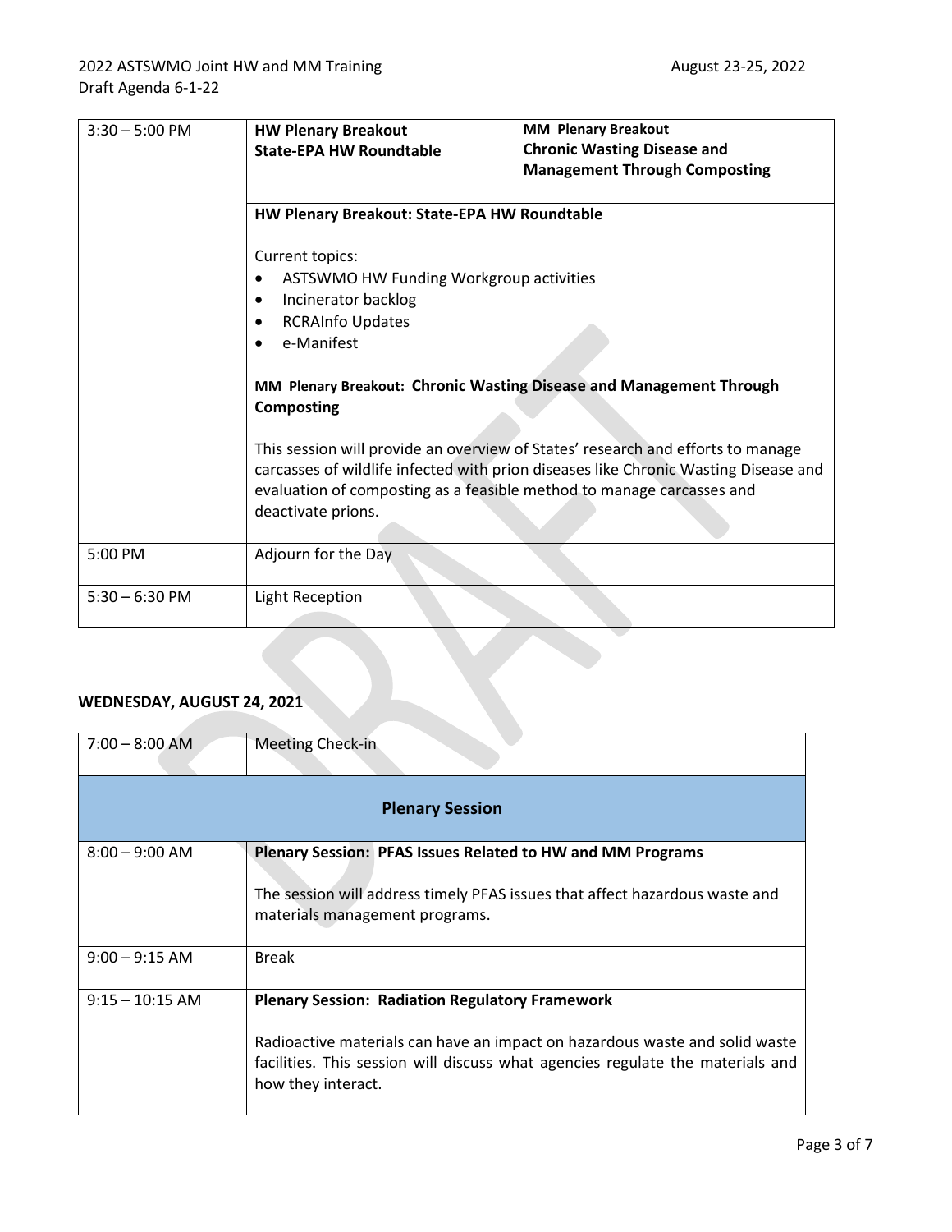| | | |
|---|---|---|
| 3:30 – 5:00 PM | **HW Plenary Breakout**<br>**State-EPA HW Roundtable** | **MM Plenary Breakout**<br>**Chronic Wasting Disease and Management Through Composting** |
| | **HW Plenary Breakout: State-EPA HW Roundtable**<br><br>Current topics:<br>• ASTSWMO HW Funding Workgroup activities<br>• Incinerator backlog<br>• RCRAInfo Updates<br>• e-Manifest | |
| | **MM Plenary Breakout: Chronic Wasting Disease and Management Through Composting**<br><br>This session will provide an overview of States' research and efforts to manage carcasses of wildlife infected with prion diseases like Chronic Wasting Disease and evaluation of composting as a feasible method to manage carcasses and deactivate prions. | |
| 5:00 PM | Adjourn for the Day | |
| 5:30 – 6:30 PM | Light Reception | |

**WEDNESDAY, AUGUST 24, 2021**

| | |
|---|---|
| 7:00 – 8:00 AM | Meeting Check-in |
| **Plenary Session** | |
| 8:00 – 9:00 AM | **Plenary Session: PFAS Issues Related to HW and MM Programs**<br><br>The session will address timely PFAS issues that affect hazardous waste and materials management programs. |
| 9:00 – 9:15 AM | Break |
| 9:15 – 10:15 AM | **Plenary Session: Radiation Regulatory Framework**<br><br>Radioactive materials can have an impact on hazardous waste and solid waste facilities. This session will discuss what agencies regulate the materials and how they interact. |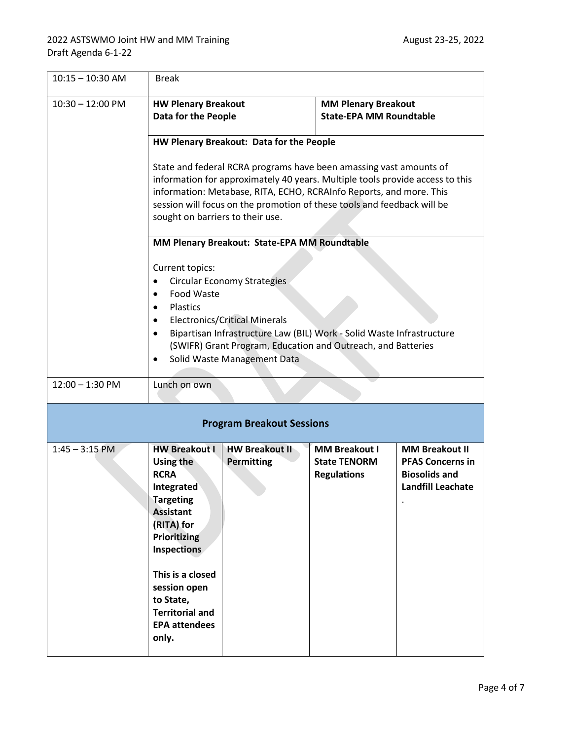| Time | Session | | | |
|---|---|---|---|---|
| 10:15 – 10:30 AM | Break | | | |
| 10:30 – 12:00 PM | **HW Plenary Breakout**<br>**Data for the People** | | **MM Plenary Breakout**<br>**State-EPA MM Roundtable** | |
| | **HW Plenary Breakout: Data for the People**<br><br>State and federal RCRA programs have been amassing vast amounts of information for approximately 40 years. Multiple tools provide access to this information: Metabase, RITA, ECHO, RCRAInfo Reports, and more. This session will focus on the promotion of these tools and feedback will be sought on barriers to their use. | | | |
| | **MM Plenary Breakout: State-EPA MM Roundtable**<br><br>Current topics:<br>• Circular Economy Strategies<br>• Food Waste<br>• Plastics<br>• Electronics/Critical Minerals<br>• Bipartisan Infrastructure Law (BIL) Work - Solid Waste Infrastructure (SWIFR) Grant Program, Education and Outreach, and Batteries<br>• Solid Waste Management Data | | | |
| 12:00 – 1:30 PM | Lunch on own | | | |
| **Program Breakout Sessions** | | | | |
| 1:45 – 3:15 PM | **HW Breakout I**<br>**Using the RCRA Integrated Targeting Assistant (RITA) for Prioritizing Inspections**<br><br>**This is a closed session open to State, Territorial and EPA attendees only.** | **HW Breakout II**<br>**Permitting** | **MM Breakout I**<br>**State TENORM Regulations** | **MM Breakout II**<br>**PFAS Concerns in Biosolids and Landfill Leachate**<br>. |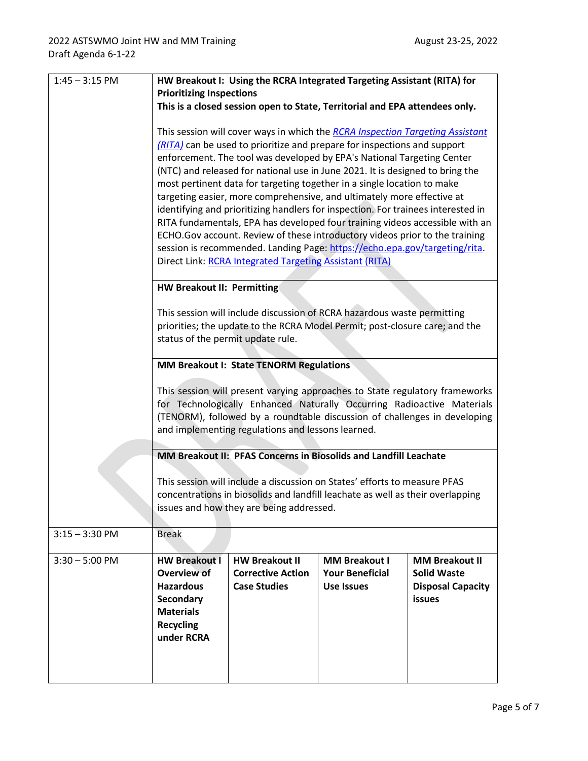| | | | | |
|---|---|---|---|---|
| 1:45 – 3:15 PM | **HW Breakout I: Using the RCRA Integrated Targeting Assistant (RITA) for Prioritizing Inspections**<br>**This is a closed session open to State, Territorial and EPA attendees only.**<br><br>This session will cover ways in which the *RCRA Inspection Targeting Assistant (RITA)* can be used to prioritize and prepare for inspections and support enforcement. The tool was developed by EPA's National Targeting Center (NTC) and released for national use in June 2021. It is designed to bring the most pertinent data for targeting together in a single location to make targeting easier, more comprehensive, and ultimately more effective at identifying and prioritizing handlers for inspection. For trainees interested in RITA fundamentals, EPA has developed four training videos accessible with an ECHO.Gov account. Review of these introductory videos prior to the training session is recommended. Landing Page: https://echo.epa.gov/targeting/rita. Direct Link: RCRA Integrated Targeting Assistant (RITA) | | | |
| | **HW Breakout II: Permitting**<br><br>This session will include discussion of RCRA hazardous waste permitting priorities; the update to the RCRA Model Permit; post-closure care; and the status of the permit update rule. | | | |
| | **MM Breakout I: State TENORM Regulations**<br><br>This session will present varying approaches to State regulatory frameworks for Technologically Enhanced Naturally Occurring Radioactive Materials (TENORM), followed by a roundtable discussion of challenges in developing and implementing regulations and lessons learned. | | | |
| | **MM Breakout II: PFAS Concerns in Biosolids and Landfill Leachate**<br><br>This session will include a discussion on States' efforts to measure PFAS concentrations in biosolids and landfill leachate as well as their overlapping issues and how they are being addressed. | | | |
| 3:15 – 3:30 PM | Break | | | |
| 3:30 – 5:00 PM | **HW Breakout I Overview of Hazardous Secondary Materials Recycling under RCRA** | **HW Breakout II Corrective Action Case Studies** | **MM Breakout I Your Beneficial Use Issues** | **MM Breakout II Solid Waste Disposal Capacity issues** |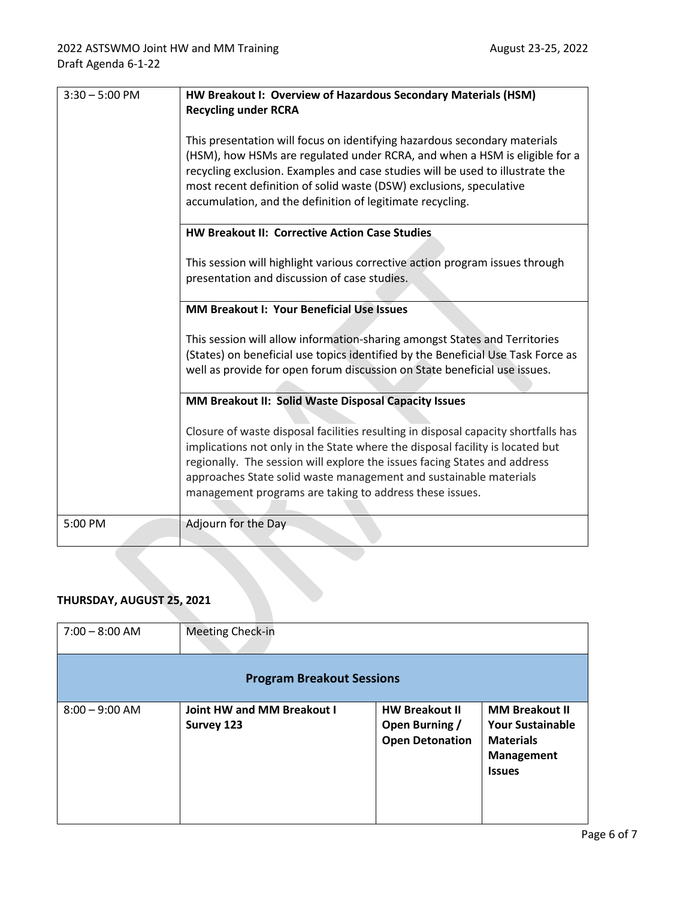| | |
|---|---|
| 3:30 – 5:00 PM | **HW Breakout I: Overview of Hazardous Secondary Materials (HSM) Recycling under RCRA**<br><br>This presentation will focus on identifying hazardous secondary materials (HSM), how HSMs are regulated under RCRA, and when a HSM is eligible for a recycling exclusion. Examples and case studies will be used to illustrate the most recent definition of solid waste (DSW) exclusions, speculative accumulation, and the definition of legitimate recycling. |
| | **HW Breakout II: Corrective Action Case Studies**<br><br>This session will highlight various corrective action program issues through presentation and discussion of case studies. |
| | **MM Breakout I: Your Beneficial Use Issues**<br><br>This session will allow information-sharing amongst States and Territories (States) on beneficial use topics identified by the Beneficial Use Task Force as well as provide for open forum discussion on State beneficial use issues. |
| | **MM Breakout II: Solid Waste Disposal Capacity Issues**<br><br>Closure of waste disposal facilities resulting in disposal capacity shortfalls has implications not only in the State where the disposal facility is located but regionally. The session will explore the issues facing States and address approaches State solid waste management and sustainable materials management programs are taking to address these issues. |
| 5:00 PM | Adjourn for the Day |

**THURSDAY, AUGUST 25, 2021**

| | | | |
|---|---|---|---|
| 7:00 – 8:00 AM | Meeting Check-in | | |
| **Program Breakout Sessions** | | | |
| 8:00 – 9:00 AM | **Joint HW and MM Breakout I Survey 123** | **HW Breakout II Open Burning / Open Detonation** | **MM Breakout II Your Sustainable Materials Management Issues** |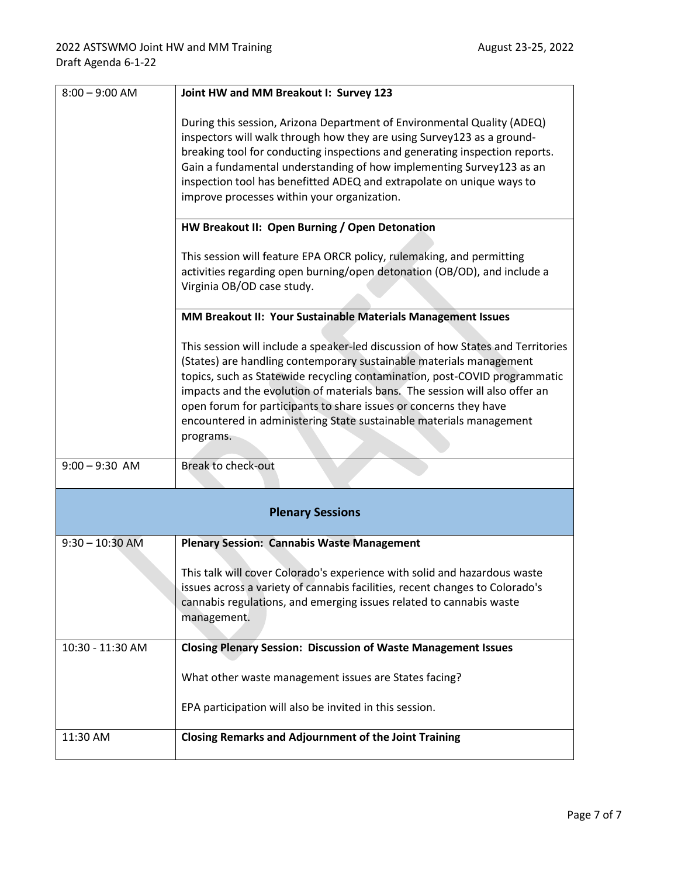| | |
|---|---|
| 8:00 – 9:00 AM | **Joint HW and MM Breakout I: Survey 123**<br><br>During this session, Arizona Department of Environmental Quality (ADEQ) inspectors will walk through how they are using Survey123 as a ground-breaking tool for conducting inspections and generating inspection reports. Gain a fundamental understanding of how implementing Survey123 as an inspection tool has benefitted ADEQ and extrapolate on unique ways to improve processes within your organization. |
| | **HW Breakout II: Open Burning / Open Detonation**<br><br>This session will feature EPA ORCR policy, rulemaking, and permitting activities regarding open burning/open detonation (OB/OD), and include a Virginia OB/OD case study. |
| | **MM Breakout II: Your Sustainable Materials Management Issues**<br><br>This session will include a speaker-led discussion of how States and Territories (States) are handling contemporary sustainable materials management topics, such as Statewide recycling contamination, post-COVID programmatic impacts and the evolution of materials bans. The session will also offer an open forum for participants to share issues or concerns they have encountered in administering State sustainable materials management programs. |
| 9:00 – 9:30 AM | Break to check-out |
| **Plenary Sessions** | |
| 9:30 – 10:30 AM | **Plenary Session: Cannabis Waste Management**<br><br>This talk will cover Colorado's experience with solid and hazardous waste issues across a variety of cannabis facilities, recent changes to Colorado's cannabis regulations, and emerging issues related to cannabis waste management. |
| 10:30 - 11:30 AM | **Closing Plenary Session: Discussion of Waste Management Issues**<br><br>What other waste management issues are States facing?<br><br>EPA participation will also be invited in this session. |
| 11:30 AM | **Closing Remarks and Adjournment of the Joint Training** |